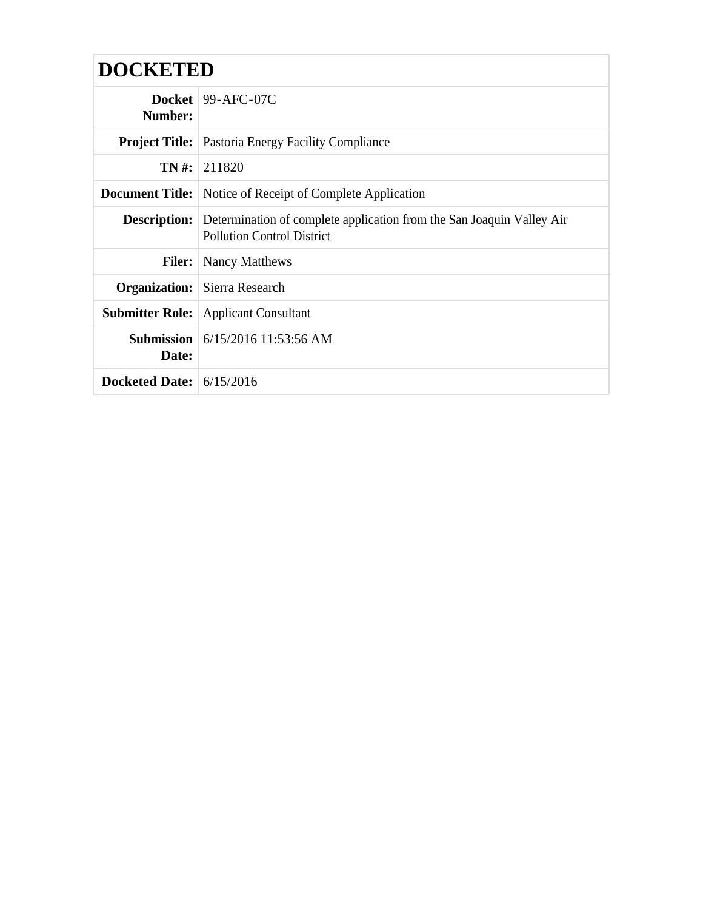# DOCKETED

| | |
|---|---|
| **Docket Number:** | 99-AFC-07C |
| **Project Title:** | Pastoria Energy Facility Compliance |
| **TN #:** | 211820 |
| **Document Title:** | Notice of Receipt of Complete Application |
| **Description:** | Determination of complete application from the San Joaquin Valley Air Pollution Control District |
| **Filer:** | Nancy Matthews |
| **Organization:** | Sierra Research |
| **Submitter Role:** | Applicant Consultant |
| **Submission Date:** | 6/15/2016 11:53:56 AM |
| **Docketed Date:** | 6/15/2016 |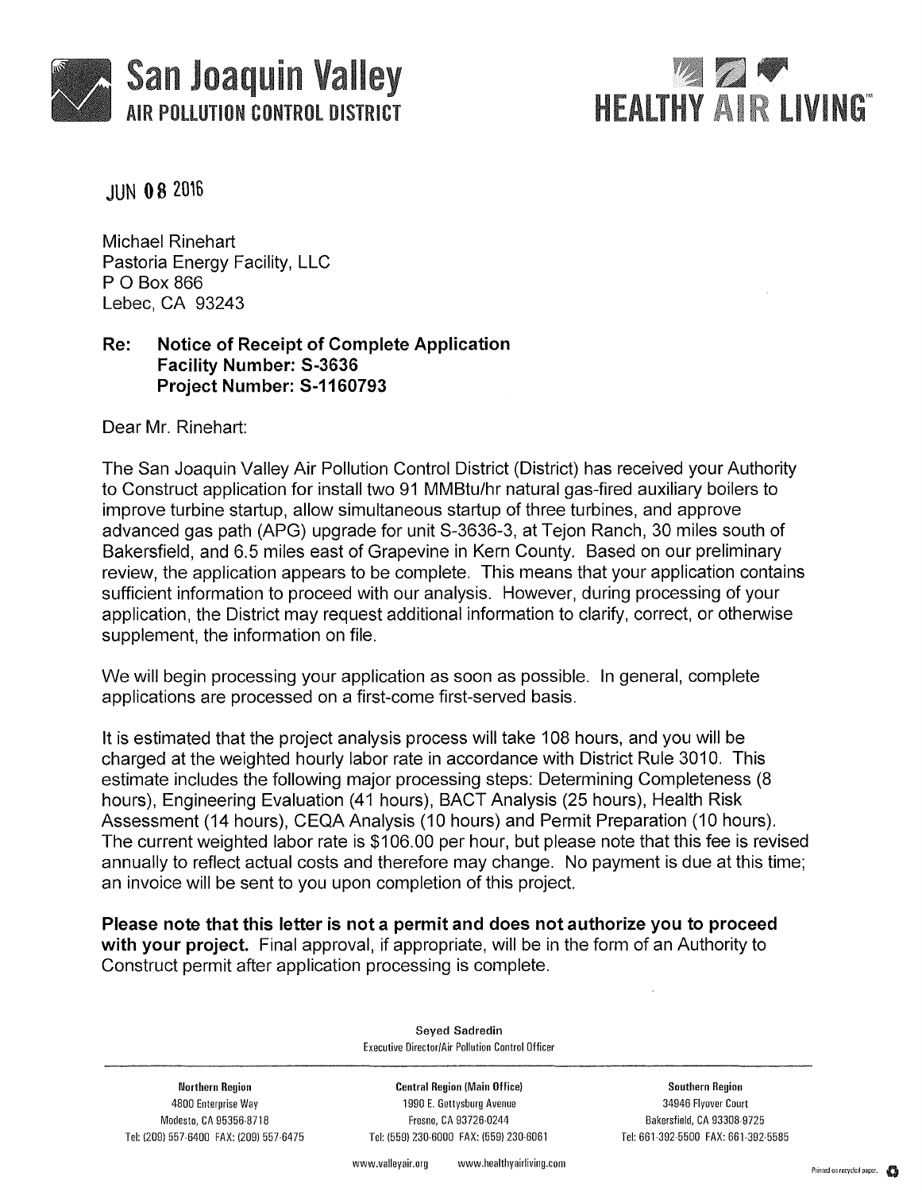# San Joaquin Valley
## AIR POLLUTION CONTROL DISTRICT

HEALTHY AIR LIVING™

JUN 08 2016

Michael Rinehart
Pastoria Energy Facility, LLC
P O Box 866
Lebec, CA 93243

**Re: Notice of Receipt of Complete Application**
**Facility Number: S-3636**
**Project Number: S-1160793**

Dear Mr. Rinehart:

The San Joaquin Valley Air Pollution Control District (District) has received your Authority to Construct application for install two 91 MMBtu/hr natural gas-fired auxiliary boilers to improve turbine startup, allow simultaneous startup of three turbines, and approve advanced gas path (APG) upgrade for unit S-3636-3, at Tejon Ranch, 30 miles south of Bakersfield, and 6.5 miles east of Grapevine in Kern County. Based on our preliminary review, the application appears to be complete. This means that your application contains sufficient information to proceed with our analysis. However, during processing of your application, the District may request additional information to clarify, correct, or otherwise supplement, the information on file.

We will begin processing your application as soon as possible. In general, complete applications are processed on a first-come first-served basis.

It is estimated that the project analysis process will take 108 hours, and you will be charged at the weighted hourly labor rate in accordance with District Rule 3010. This estimate includes the following major processing steps: Determining Completeness (8 hours), Engineering Evaluation (41 hours), BACT Analysis (25 hours), Health Risk Assessment (14 hours), CEQA Analysis (10 hours) and Permit Preparation (10 hours). The current weighted labor rate is $106.00 per hour, but please note that this fee is revised annually to reflect actual costs and therefore may change. No payment is due at this time; an invoice will be sent to you upon completion of this project.

**Please note that this letter is not a permit and does not authorize you to proceed with your project.** Final approval, if appropriate, will be in the form of an Authority to Construct permit after application processing is complete.

Seyed Sadredin
Executive Director/Air Pollution Control Officer

| Northern Region | Central Region (Main Office) | Southern Region |
|---|---|---|
| 4800 Enterprise Way | 1990 E. Gettysburg Avenue | 34946 Flyover Court |
| Modesto, CA 95356-8718 | Fresno, CA 93726-0244 | Bakersfield, CA 93308-9725 |
| Tel: (209) 557-6400 FAX: (209) 557-6475 | Tel: (559) 230-6000 FAX: (559) 230-6061 | Tel: 661-392-5500 FAX: 661-392-5585 |

www.valleyair.org www.healthyairliving.com

Printed on recycled paper.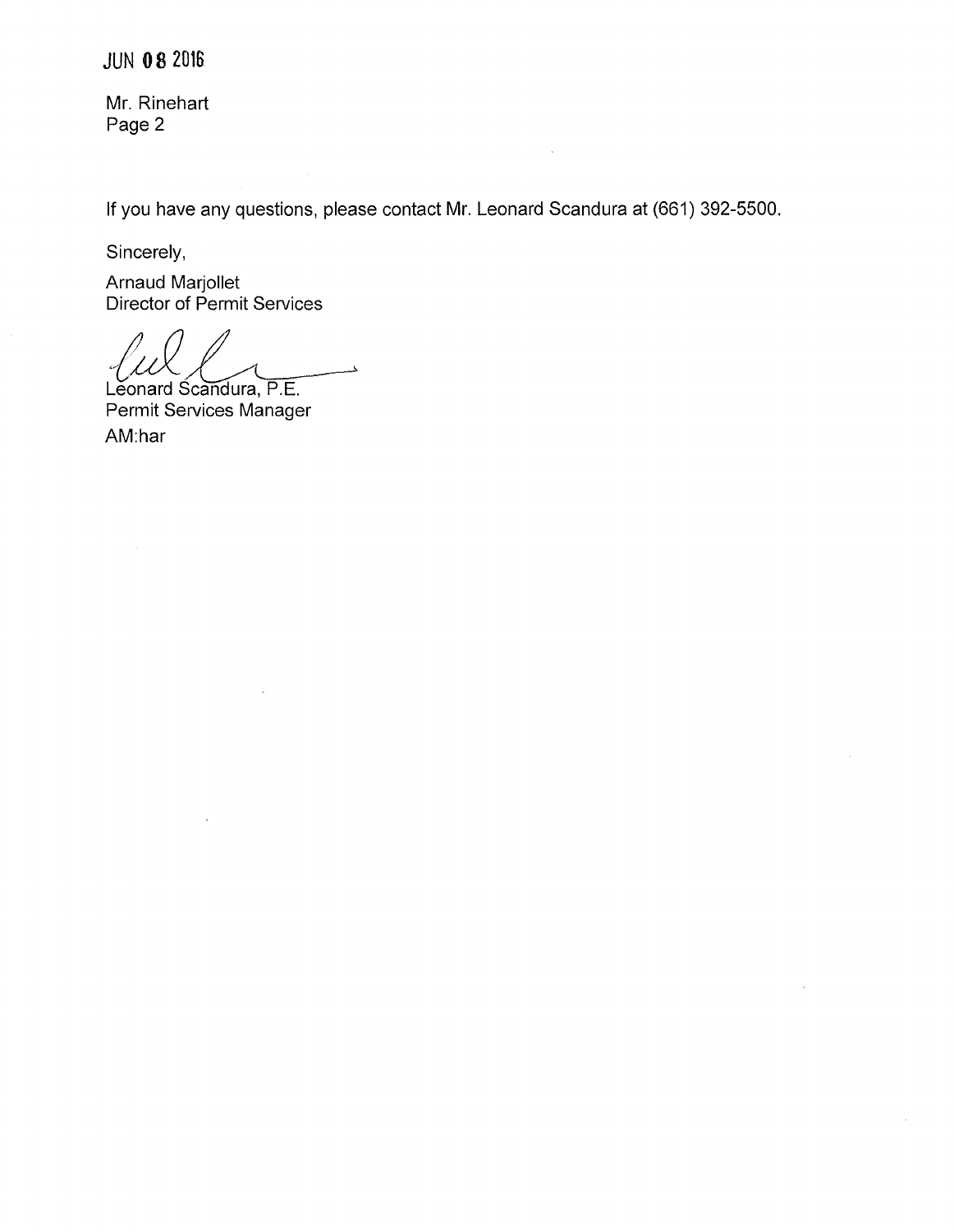JUN 08 2016

Mr. Rinehart
Page 2

If you have any questions, please contact Mr. Leonard Scandura at (661) 392-5500.

Sincerely,

Arnaud Marjollet
Director of Permit Services

Leonard Scandura, P.E.
Permit Services Manager

AM:har